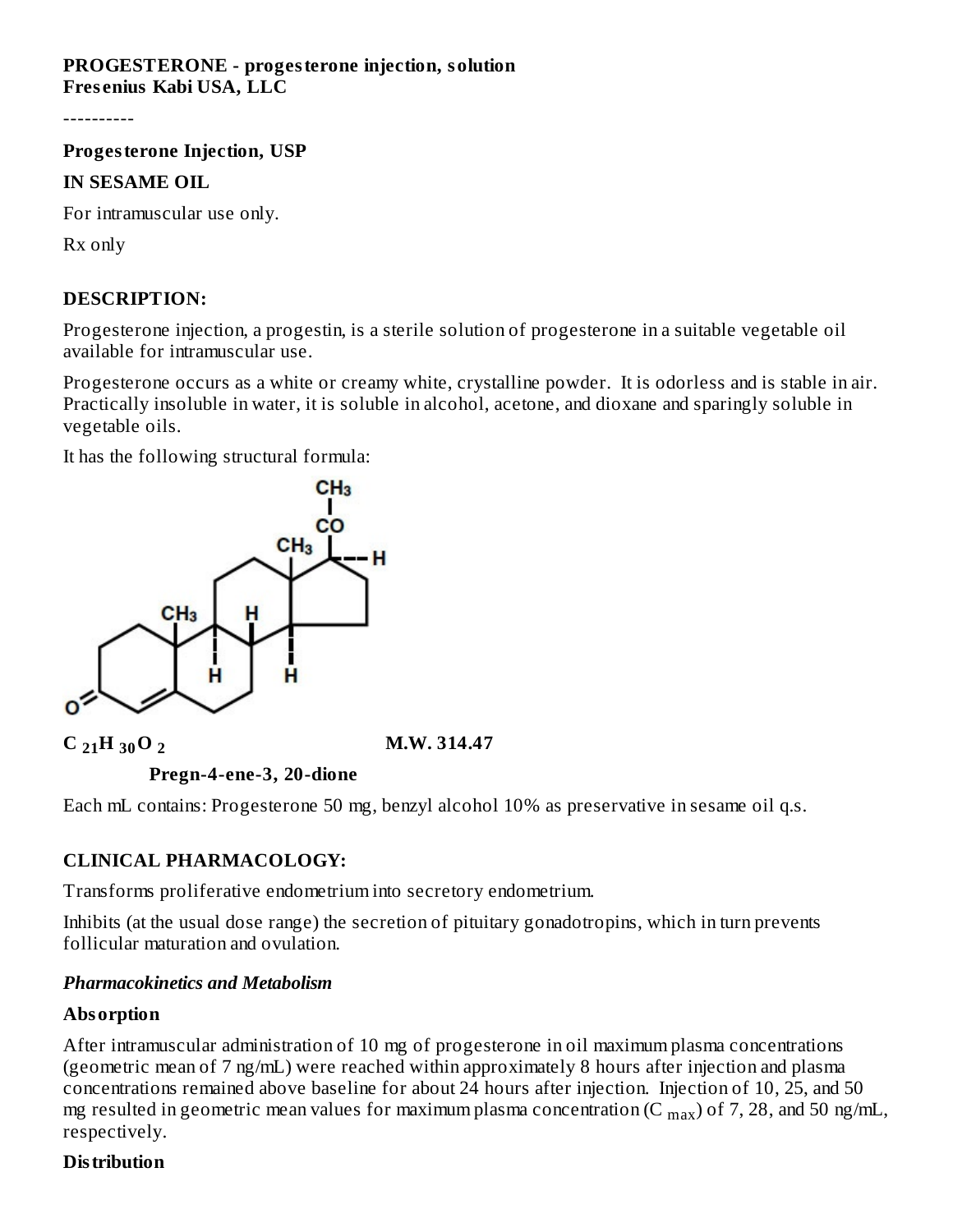**PROGESTERONE - progesterone injection, solution**
**Fresenius Kabi USA, LLC**

----------

**Progesterone Injection, USP**

**IN SESAME OIL**

For intramuscular use only.

Rx only

## DESCRIPTION:

Progesterone injection, a progestin, is a sterile solution of progesterone in a suitable vegetable oil available for intramuscular use.

Progesterone occurs as a white or creamy white, crystalline powder. It is odorless and is stable in air. Practically insoluble in water, it is soluble in alcohol, acetone, and dioxane and sparingly soluble in vegetable oils.

It has the following structural formula:

**$C_{21}H_{30}O_2$** **M.W. 314.47**

**Pregn-4-ene-3, 20-dione**

Each mL contains: Progesterone 50 mg, benzyl alcohol 10% as preservative in sesame oil q.s.

## CLINICAL PHARMACOLOGY:

Transforms proliferative endometrium into secretory endometrium.

Inhibits (at the usual dose range) the secretion of pituitary gonadotropins, which in turn prevents follicular maturation and ovulation.

### *Pharmacokinetics and Metabolism*

**Absorption**

After intramuscular administration of 10 mg of progesterone in oil maximum plasma concentrations (geometric mean of 7 ng/mL) were reached within approximately 8 hours after injection and plasma concentrations remained above baseline for about 24 hours after injection. Injection of 10, 25, and 50 mg resulted in geometric mean values for maximum plasma concentration ($C_{max}$) of 7, 28, and 50 ng/mL, respectively.

**Distribution**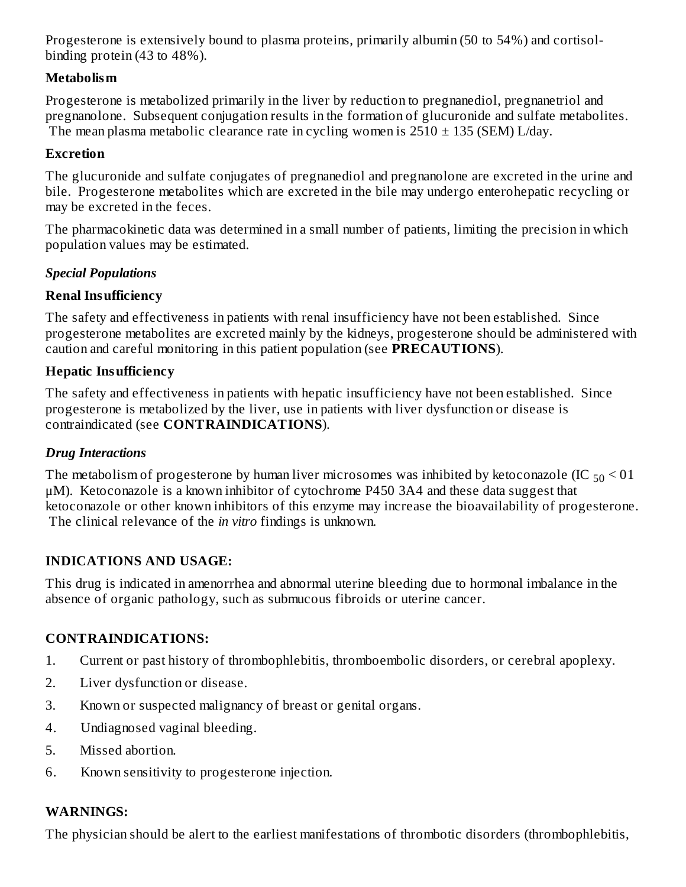Progesterone is extensively bound to plasma proteins, primarily albumin (50 to 54%) and cortisol-binding protein (43 to 48%).

**Metabolism**

Progesterone is metabolized primarily in the liver by reduction to pregnanediol, pregnanetriol and pregnanolone. Subsequent conjugation results in the formation of glucuronide and sulfate metabolites. The mean plasma metabolic clearance rate in cycling women is 2510 ± 135 (SEM) L/day.

**Excretion**

The glucuronide and sulfate conjugates of pregnanediol and pregnanolone are excreted in the urine and bile. Progesterone metabolites which are excreted in the bile may undergo enterohepatic recycling or may be excreted in the feces.

The pharmacokinetic data was determined in a small number of patients, limiting the precision in which population values may be estimated.

***Special Populations***

**Renal Insufficiency**

The safety and effectiveness in patients with renal insufficiency have not been established. Since progesterone metabolites are excreted mainly by the kidneys, progesterone should be administered with caution and careful monitoring in this patient population (see **PRECAUTIONS**).

**Hepatic Insufficiency**

The safety and effectiveness in patients with hepatic insufficiency have not been established. Since progesterone is metabolized by the liver, use in patients with liver dysfunction or disease is contraindicated (see **CONTRAINDICATIONS**).

***Drug Interactions***

The metabolism of progesterone by human liver microsomes was inhibited by ketoconazole ($IC_{50} < 01$ µM). Ketoconazole is a known inhibitor of cytochrome P450 3A4 and these data suggest that ketoconazole or other known inhibitors of this enzyme may increase the bioavailability of progesterone. The clinical relevance of the *in vitro* findings is unknown.

**INDICATIONS AND USAGE:**

This drug is indicated in amenorrhea and abnormal uterine bleeding due to hormonal imbalance in the absence of organic pathology, such as submucous fibroids or uterine cancer.

**CONTRAINDICATIONS:**

1. Current or past history of thrombophlebitis, thromboembolic disorders, or cerebral apoplexy.
2. Liver dysfunction or disease.
3. Known or suspected malignancy of breast or genital organs.
4. Undiagnosed vaginal bleeding.
5. Missed abortion.
6. Known sensitivity to progesterone injection.

**WARNINGS:**

The physician should be alert to the earliest manifestations of thrombotic disorders (thrombophlebitis,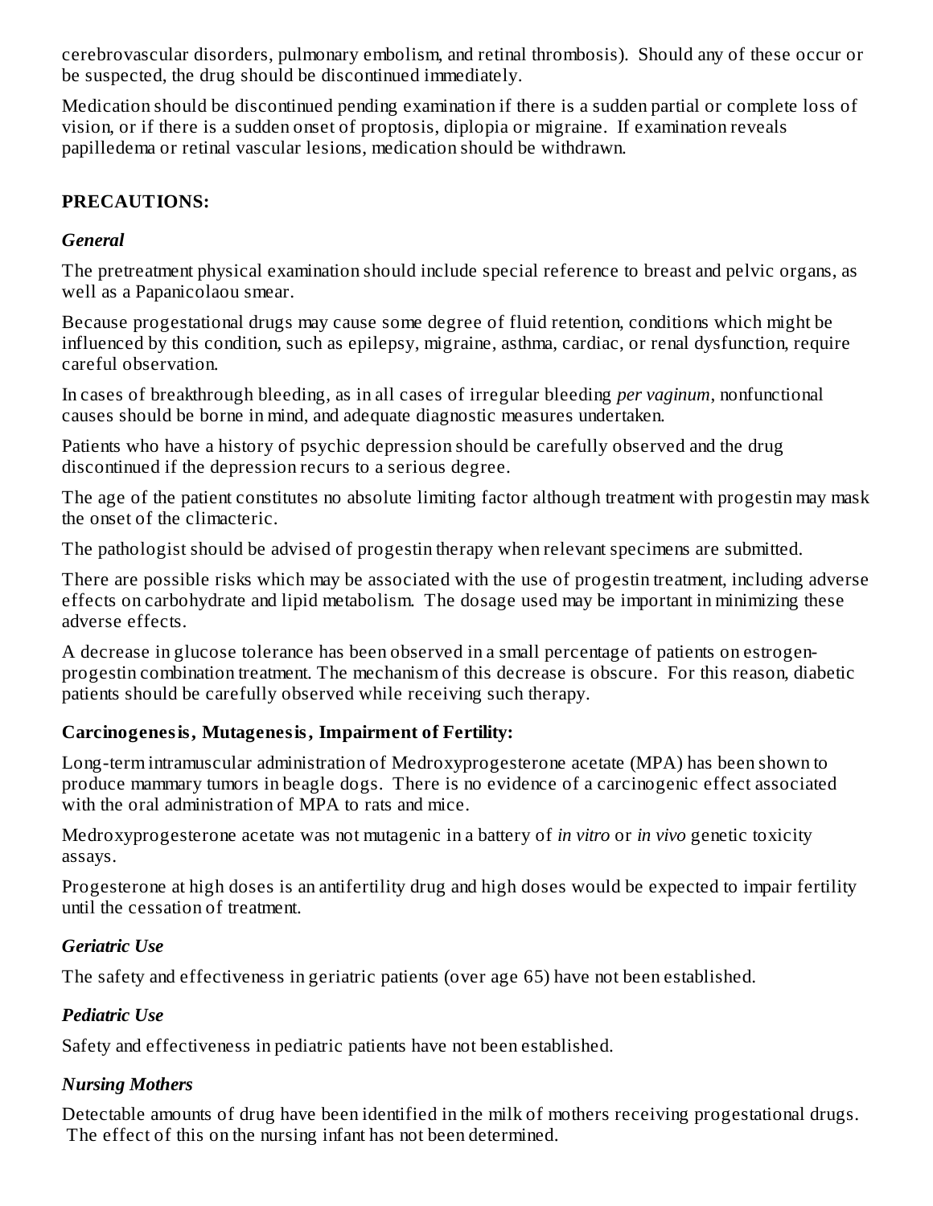cerebrovascular disorders, pulmonary embolism, and retinal thrombosis). Should any of these occur or be suspected, the drug should be discontinued immediately.

Medication should be discontinued pending examination if there is a sudden partial or complete loss of vision, or if there is a sudden onset of proptosis, diplopia or migraine. If examination reveals papilledema or retinal vascular lesions, medication should be withdrawn.

## PRECAUTIONS:

### *General*

The pretreatment physical examination should include special reference to breast and pelvic organs, as well as a Papanicolaou smear.

Because progestational drugs may cause some degree of fluid retention, conditions which might be influenced by this condition, such as epilepsy, migraine, asthma, cardiac, or renal dysfunction, require careful observation.

In cases of breakthrough bleeding, as in all cases of irregular bleeding *per vaginum*, nonfunctional causes should be borne in mind, and adequate diagnostic measures undertaken.

Patients who have a history of psychic depression should be carefully observed and the drug discontinued if the depression recurs to a serious degree.

The age of the patient constitutes no absolute limiting factor although treatment with progestin may mask the onset of the climacteric.

The pathologist should be advised of progestin therapy when relevant specimens are submitted.

There are possible risks which may be associated with the use of progestin treatment, including adverse effects on carbohydrate and lipid metabolism. The dosage used may be important in minimizing these adverse effects.

A decrease in glucose tolerance has been observed in a small percentage of patients on estrogen-progestin combination treatment. The mechanism of this decrease is obscure. For this reason, diabetic patients should be carefully observed while receiving such therapy.

### Carcinogenesis, Mutagenesis, Impairment of Fertility:

Long-term intramuscular administration of Medroxyprogesterone acetate (MPA) has been shown to produce mammary tumors in beagle dogs. There is no evidence of a carcinogenic effect associated with the oral administration of MPA to rats and mice.

Medroxyprogesterone acetate was not mutagenic in a battery of *in vitro* or *in vivo* genetic toxicity assays.

Progesterone at high doses is an antifertility drug and high doses would be expected to impair fertility until the cessation of treatment.

### *Geriatric Use*

The safety and effectiveness in geriatric patients (over age 65) have not been established.

### *Pediatric Use*

Safety and effectiveness in pediatric patients have not been established.

### *Nursing Mothers*

Detectable amounts of drug have been identified in the milk of mothers receiving progestational drugs. The effect of this on the nursing infant has not been determined.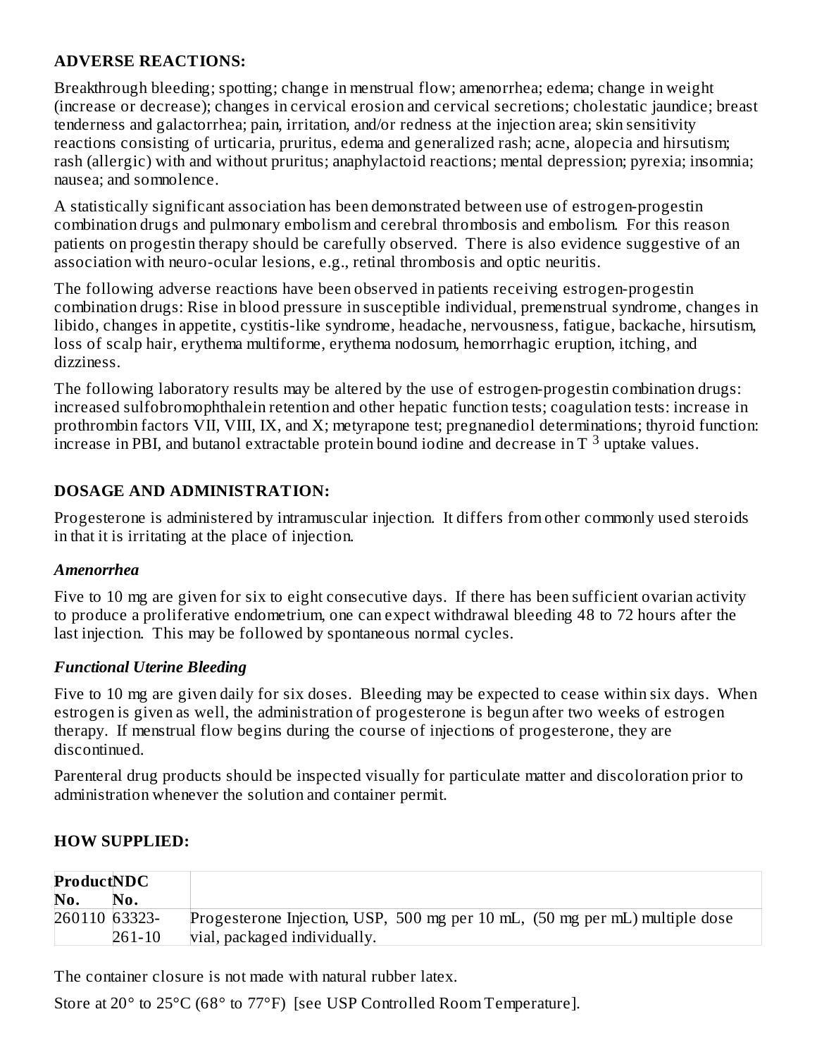## ADVERSE REACTIONS:

Breakthrough bleeding; spotting; change in menstrual flow; amenorrhea; edema; change in weight (increase or decrease); changes in cervical erosion and cervical secretions; cholestatic jaundice; breast tenderness and galactorrhea; pain, irritation, and/or redness at the injection area; skin sensitivity reactions consisting of urticaria, pruritus, edema and generalized rash; acne, alopecia and hirsutism; rash (allergic) with and without pruritus; anaphylactoid reactions; mental depression; pyrexia; insomnia; nausea; and somnolence.

A statistically significant association has been demonstrated between use of estrogen-progestin combination drugs and pulmonary embolism and cerebral thrombosis and embolism. For this reason patients on progestin therapy should be carefully observed. There is also evidence suggestive of an association with neuro-ocular lesions, e.g., retinal thrombosis and optic neuritis.

The following adverse reactions have been observed in patients receiving estrogen-progestin combination drugs: Rise in blood pressure in susceptible individual, premenstrual syndrome, changes in libido, changes in appetite, cystitis-like syndrome, headache, nervousness, fatigue, backache, hirsutism, loss of scalp hair, erythema multiforme, erythema nodosum, hemorrhagic eruption, itching, and dizziness.

The following laboratory results may be altered by the use of estrogen-progestin combination drugs: increased sulfobromophthalein retention and other hepatic function tests; coagulation tests: increase in prothrombin factors VII, VIII, IX, and X; metyrapone test; pregnanediol determinations; thyroid function: increase in PBI, and butanol extractable protein bound iodine and decrease in $T^3$ uptake values.

## DOSAGE AND ADMINISTRATION:

Progesterone is administered by intramuscular injection. It differs from other commonly used steroids in that it is irritating at the place of injection.

### *Amenorrhea*

Five to 10 mg are given for six to eight consecutive days. If there has been sufficient ovarian activity to produce a proliferative endometrium, one can expect withdrawal bleeding 48 to 72 hours after the last injection. This may be followed by spontaneous normal cycles.

### *Functional Uterine Bleeding*

Five to 10 mg are given daily for six doses. Bleeding may be expected to cease within six days. When estrogen is given as well, the administration of progesterone is begun after two weeks of estrogen therapy. If menstrual flow begins during the course of injections of progesterone, they are discontinued.

Parenteral drug products should be inspected visually for particulate matter and discoloration prior to administration whenever the solution and container permit.

## HOW SUPPLIED:

| Product No. | NDC No. | |
|---|---|---|
| 260110 | 63323-261-10 | Progesterone Injection, USP, 500 mg per 10 mL, (50 mg per mL) multiple dose vial, packaged individually. |

The container closure is not made with natural rubber latex.

Store at 20° to 25°C (68° to 77°F) [see USP Controlled Room Temperature].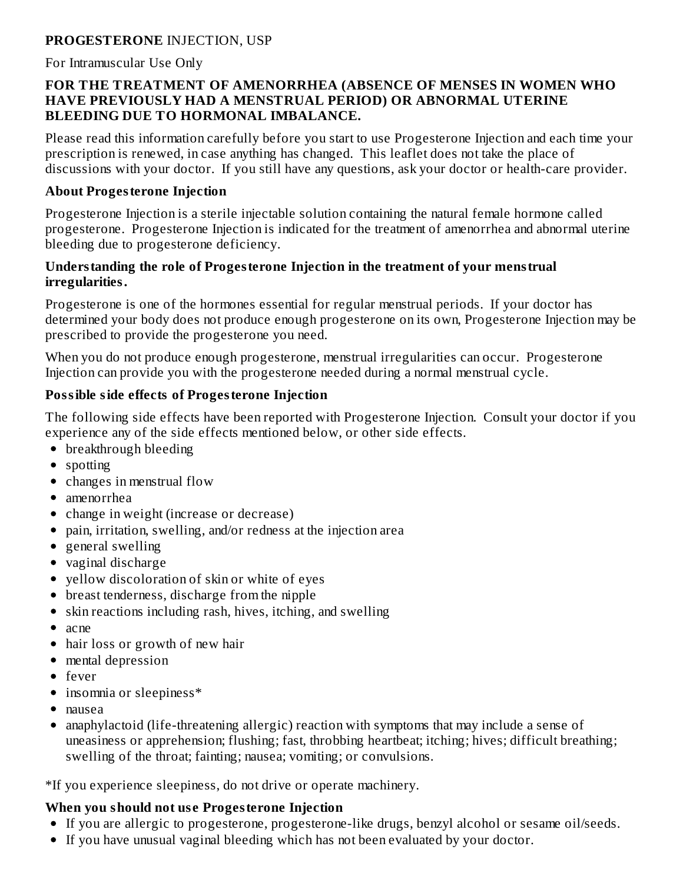**PROGESTERONE** INJECTION, USP

For Intramuscular Use Only

**FOR THE TREATMENT OF AMENORRHEA (ABSENCE OF MENSES IN WOMEN WHO HAVE PREVIOUSLY HAD A MENSTRUAL PERIOD) OR ABNORMAL UTERINE BLEEDING DUE TO HORMONAL IMBALANCE.**

Please read this information carefully before you start to use Progesterone Injection and each time your prescription is renewed, in case anything has changed. This leaflet does not take the place of discussions with your doctor. If you still have any questions, ask your doctor or health-care provider.

**About Progesterone Injection**

Progesterone Injection is a sterile injectable solution containing the natural female hormone called progesterone. Progesterone Injection is indicated for the treatment of amenorrhea and abnormal uterine bleeding due to progesterone deficiency.

**Understanding the role of Progesterone Injection in the treatment of your menstrual irregularities.**

Progesterone is one of the hormones essential for regular menstrual periods. If your doctor has determined your body does not produce enough progesterone on its own, Progesterone Injection may be prescribed to provide the progesterone you need.

When you do not produce enough progesterone, menstrual irregularities can occur. Progesterone Injection can provide you with the progesterone needed during a normal menstrual cycle.

**Possible side effects of Progesterone Injection**

The following side effects have been reported with Progesterone Injection. Consult your doctor if you experience any of the side effects mentioned below, or other side effects.

- breakthrough bleeding
- spotting
- changes in menstrual flow
- amenorrhea
- change in weight (increase or decrease)
- pain, irritation, swelling, and/or redness at the injection area
- general swelling
- vaginal discharge
- yellow discoloration of skin or white of eyes
- breast tenderness, discharge from the nipple
- skin reactions including rash, hives, itching, and swelling
- acne
- hair loss or growth of new hair
- mental depression
- fever
- insomnia or sleepiness*
- nausea
- anaphylactoid (life-threatening allergic) reaction with symptoms that may include a sense of uneasiness or apprehension; flushing; fast, throbbing heartbeat; itching; hives; difficult breathing; swelling of the throat; fainting; nausea; vomiting; or convulsions.

*If you experience sleepiness, do not drive or operate machinery.

**When you should not use Progesterone Injection**

- If you are allergic to progesterone, progesterone-like drugs, benzyl alcohol or sesame oil/seeds.
- If you have unusual vaginal bleeding which has not been evaluated by your doctor.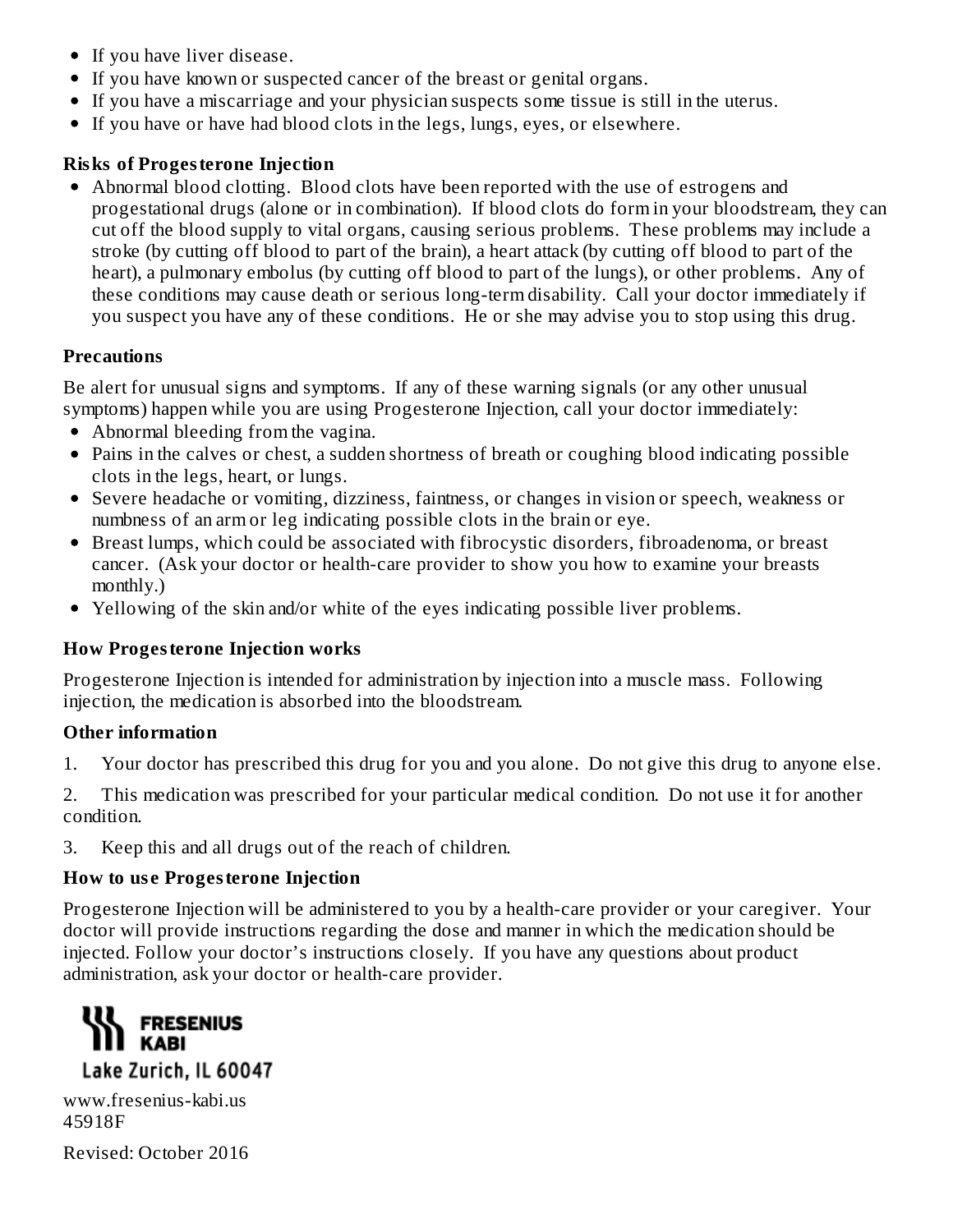- If you have liver disease.
- If you have known or suspected cancer of the breast or genital organs.
- If you have a miscarriage and your physician suspects some tissue is still in the uterus.
- If you have or have had blood clots in the legs, lungs, eyes, or elsewhere.

**Risks of Progesterone Injection**

- Abnormal blood clotting. Blood clots have been reported with the use of estrogens and progestational drugs (alone or in combination). If blood clots do form in your bloodstream, they can cut off the blood supply to vital organs, causing serious problems. These problems may include a stroke (by cutting off blood to part of the brain), a heart attack (by cutting off blood to part of the heart), a pulmonary embolus (by cutting off blood to part of the lungs), or other problems. Any of these conditions may cause death or serious long-term disability. Call your doctor immediately if you suspect you have any of these conditions. He or she may advise you to stop using this drug.

**Precautions**

Be alert for unusual signs and symptoms. If any of these warning signals (or any other unusual symptoms) happen while you are using Progesterone Injection, call your doctor immediately:

- Abnormal bleeding from the vagina.
- Pains in the calves or chest, a sudden shortness of breath or coughing blood indicating possible clots in the legs, heart, or lungs.
- Severe headache or vomiting, dizziness, faintness, or changes in vision or speech, weakness or numbness of an arm or leg indicating possible clots in the brain or eye.
- Breast lumps, which could be associated with fibrocystic disorders, fibroadenoma, or breast cancer. (Ask your doctor or health-care provider to show you how to examine your breasts monthly.)
- Yellowing of the skin and/or white of the eyes indicating possible liver problems.

**How Progesterone Injection works**

Progesterone Injection is intended for administration by injection into a muscle mass. Following injection, the medication is absorbed into the bloodstream.

**Other information**

1. Your doctor has prescribed this drug for you and you alone. Do not give this drug to anyone else.

2. This medication was prescribed for your particular medical condition. Do not use it for another condition.

3. Keep this and all drugs out of the reach of children.

**How to use Progesterone Injection**

Progesterone Injection will be administered to you by a health-care provider or your caregiver. Your doctor will provide instructions regarding the dose and manner in which the medication should be injected. Follow your doctor's instructions closely. If you have any questions about product administration, ask your doctor or health-care provider.

FRESENIUS KABI
Lake Zurich, IL 60047

www.fresenius-kabi.us
45918F

Revised: October 2016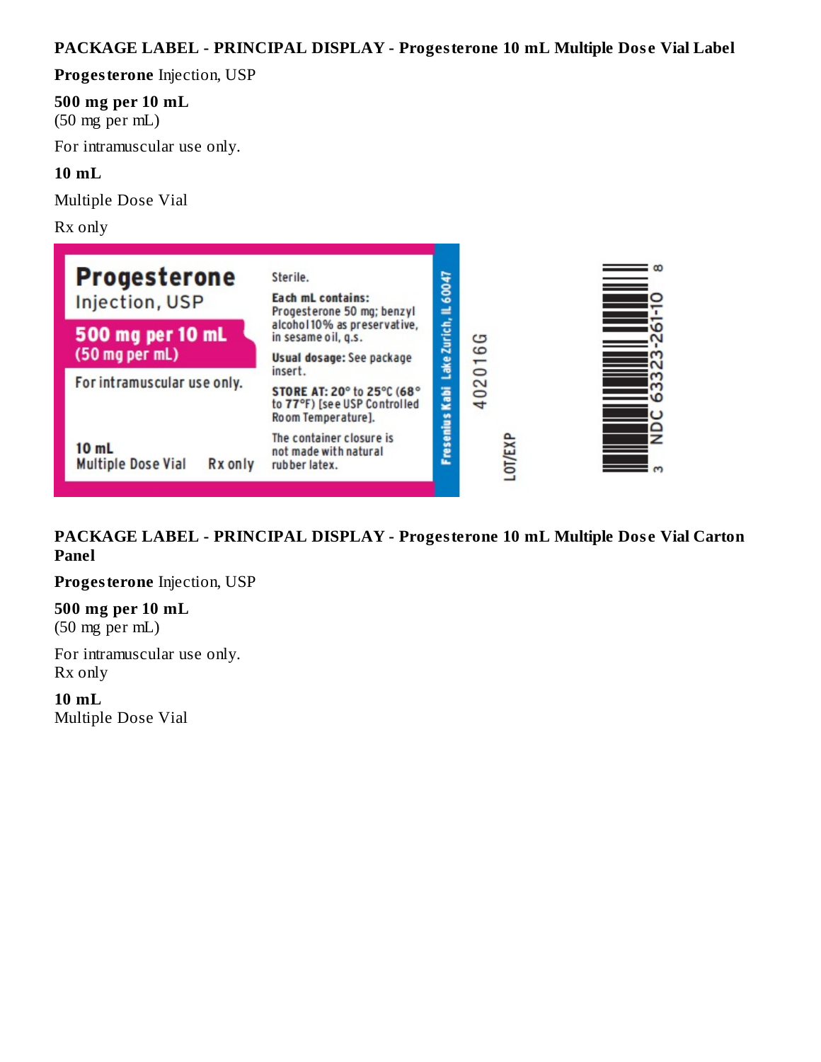## PACKAGE LABEL - PRINCIPAL DISPLAY - Progesterone 10 mL Multiple Dose Vial Label

**Progesterone** Injection, USP

**500 mg per 10 mL**
(50 mg per mL)

For intramuscular use only.

**10 mL**

Multiple Dose Vial

Rx only

**Progesterone**
Injection, USP

**500 mg per 10 mL**
**(50 mg per mL)**

For intramuscular use only.

**10 mL**
Multiple Dose Vial Rx only

Sterile.

**Each mL contains:** Progesterone 50 mg; benzyl alcohol 10% as preservative, in sesame oil, q.s.

**Usual dosage:** See package insert.

**STORE AT: 20° to 25°C (68° to 77°F)** [see USP Controlled Room Temperature].

The container closure is not made with natural rubber latex.

Fresenius Kabi Lake Zurich, IL 60047

402016G

LOT/EXP

3 NDC 63323-261-10 8

## PACKAGE LABEL - PRINCIPAL DISPLAY - Progesterone 10 mL Multiple Dose Vial Carton Panel

**Progesterone** Injection, USP

**500 mg per 10 mL**
(50 mg per mL)

For intramuscular use only.
Rx only

**10 mL**
Multiple Dose Vial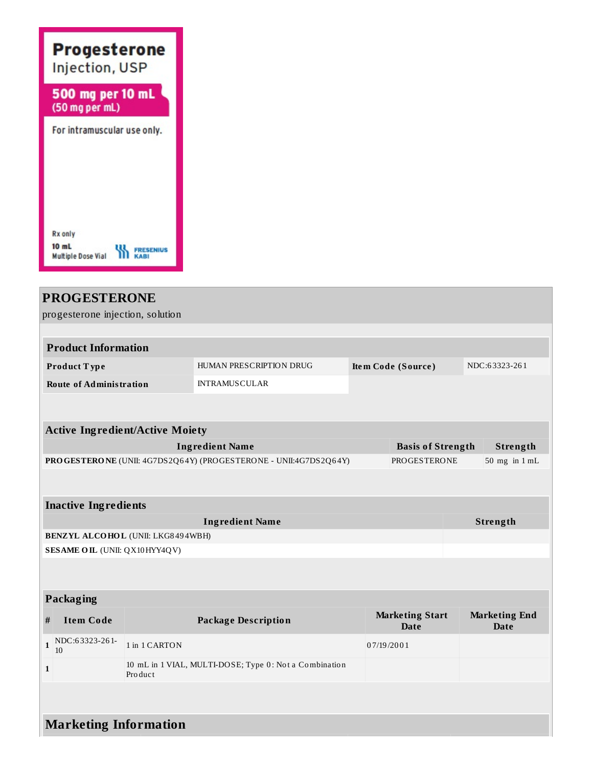Progesterone
Injection, USP

500 mg per 10 mL
(50 mg per mL)

For intramuscular use only.

Rx only
10 mL
Multiple Dose Vial

FRESENIUS KABI

## PROGESTERONE

progesterone injection, solution

| Product Information | | | |
|---|---|---|---|
| **Product Type** | HUMAN PRESCRIPTION DRUG | **Item Code (Source)** | NDC:63323-261 |
| **Route of Administration** | INTRAMUSCULAR | | |

| Active Ingredient/Active Moiety | | |
|---|---|---|
| **Ingredient Name** | **Basis of Strength** | **Strength** |
| **PROGESTERONE** (UNII: 4G7DS2Q64Y) (PROGESTERONE - UNII:4G7DS2Q64Y) | PROGESTERONE | 50 mg in 1 mL |

| Inactive Ingredients | |
|---|---|
| **Ingredient Name** | **Strength** |
| **BENZYL ALCOHOL** (UNII: LKG8494WBH) | |
| **SESAME OIL** (UNII: QX10HYY4QV) | |

| Packaging | | | | |
|---|---|---|---|---|
| **#** | **Item Code** | **Package Description** | **Marketing Start Date** | **Marketing End Date** |
| 1 | NDC:63323-261-10 | 1 in 1 CARTON | 07/19/2001 | |
| 1 | | 10 mL in 1 VIAL, MULTI-DOSE; Type 0: Not a Combination Product | | |

## Marketing Information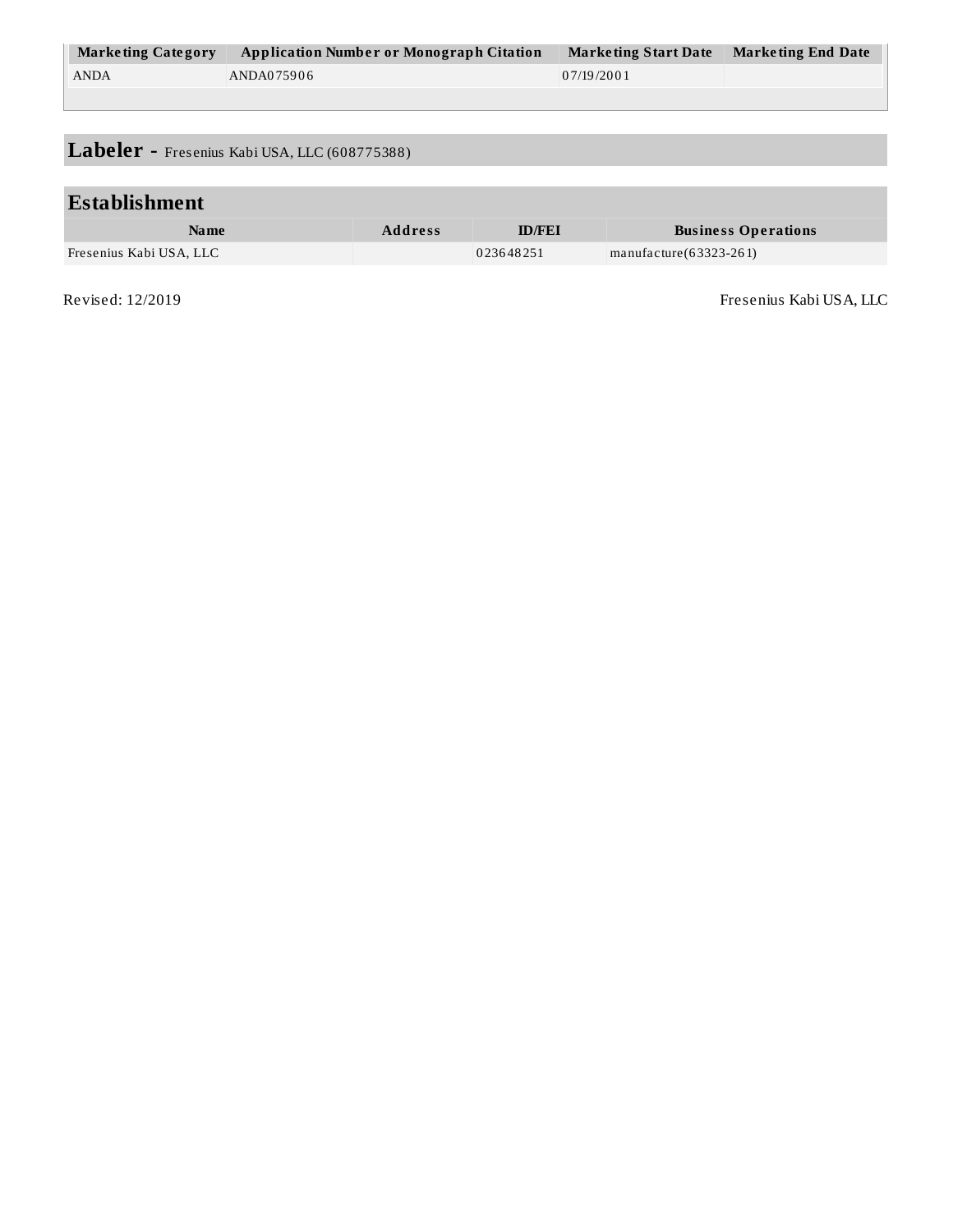| Marketing Category | Application Number or Monograph Citation | Marketing Start Date | Marketing End Date |
|---|---|---|---|
| ANDA | ANDA075906 | 07/19/2001 | |

## Labeler - Fresenius Kabi USA, LLC (608775388)

## Establishment

| Name | Address | ID/FEI | Business Operations |
|---|---|---|---|
| Fresenius Kabi USA, LLC | | 023648251 | manufacture(63323-261) |

Revised: 12/2019

Fresenius Kabi USA, LLC